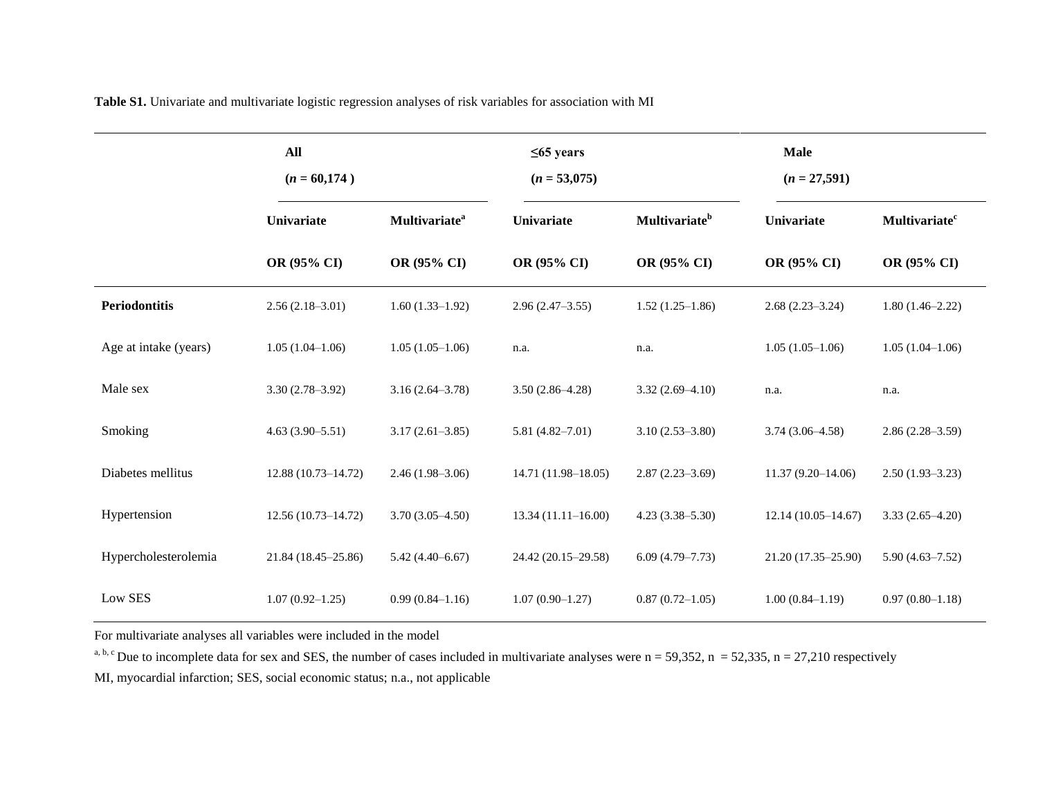**Table S1.** Univariate and multivariate logistic regression analyses of risk variables for association with MI

| | **All** (*n* = 60,174 ) | | **≤65 years** (*n* = 53,075) | | **Male** (*n* = 27,591) | |
|---|---|---|---|---|---|---|
| | **Univariate** OR (95% CI) | **Multivariate[a]** OR (95% CI) | **Univariate** OR (95% CI) | **Multivariate[b]** OR (95% CI) | **Univariate** OR (95% CI) | **Multivariate[c]** OR (95% CI) |
| **Periodontitis** | 2.56 (2.18–3.01) | 1.60 (1.33–1.92) | 2.96 (2.47–3.55) | 1.52 (1.25–1.86) | 2.68 (2.23–3.24) | 1.80 (1.46–2.22) |
| Age at intake (years) | 1.05 (1.04–1.06) | 1.05 (1.05–1.06) | n.a. | n.a. | 1.05 (1.05–1.06) | 1.05 (1.04–1.06) |
| Male sex | 3.30 (2.78–3.92) | 3.16 (2.64–3.78) | 3.50 (2.86–4.28) | 3.32 (2.69–4.10) | n.a. | n.a. |
| Smoking | 4.63 (3.90–5.51) | 3.17 (2.61–3.85) | 5.81 (4.82–7.01) | 3.10 (2.53–3.80) | 3.74 (3.06–4.58) | 2.86 (2.28–3.59) |
| Diabetes mellitus | 12.88 (10.73–14.72) | 2.46 (1.98–3.06) | 14.71 (11.98–18.05) | 2.87 (2.23–3.69) | 11.37 (9.20–14.06) | 2.50 (1.93–3.23) |
| Hypertension | 12.56 (10.73–14.72) | 3.70 (3.05–4.50) | 13.34 (11.11–16.00) | 4.23 (3.38–5.30) | 12.14 (10.05–14.67) | 3.33 (2.65–4.20) |
| Hypercholesterolemia | 21.84 (18.45–25.86) | 5.42 (4.40–6.67) | 24.42 (20.15–29.58) | 6.09 (4.79–7.73) | 21.20 (17.35–25.90) | 5.90 (4.63–7.52) |
| Low SES | 1.07 (0.92–1.25) | 0.99 (0.84–1.16) | 1.07 (0.90–1.27) | 0.87 (0.72–1.05) | 1.00 (0.84–1.19) | 0.97 (0.80–1.18) |

For multivariate analyses all variables were included in the model

[a, b, c] Due to incomplete data for sex and SES, the number of cases included in multivariate analyses were n = 59,352, n = 52,335, n = 27,210 respectively

MI, myocardial infarction; SES, social economic status; n.a., not applicable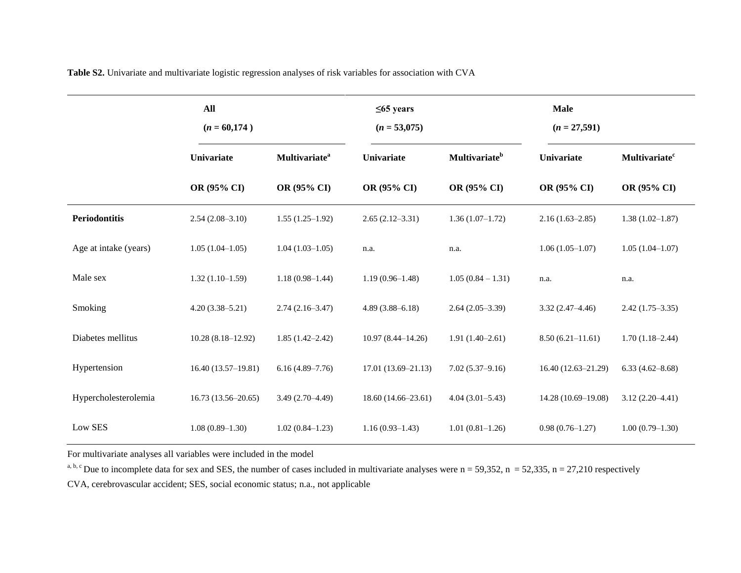**Table S2.** Univariate and multivariate logistic regression analyses of risk variables for association with CVA

| | All (*n* = 60,174 ) | | ≤65 years (*n* = 53,075) | | Male (*n* = 27,591) | |
|---|---|---|---|---|---|---|
| | **Univariate** | **Multivariate[a]** | **Univariate** | **Multivariate[b]** | **Univariate** | **Multivariate[c]** |
| | **OR (95% CI)** | **OR (95% CI)** | **OR (95% CI)** | **OR (95% CI)** | **OR (95% CI)** | **OR (95% CI)** |
| **Periodontitis** | 2.54 (2.08–3.10) | 1.55 (1.25–1.92) | 2.65 (2.12–3.31) | 1.36 (1.07–1.72) | 2.16 (1.63–2.85) | 1.38 (1.02–1.87) |
| Age at intake (years) | 1.05 (1.04–1.05) | 1.04 (1.03–1.05) | n.a. | n.a. | 1.06 (1.05–1.07) | 1.05 (1.04–1.07) |
| Male sex | 1.32 (1.10–1.59) | 1.18 (0.98–1.44) | 1.19 (0.96–1.48) | 1.05 (0.84 – 1.31) | n.a. | n.a. |
| Smoking | 4.20 (3.38–5.21) | 2.74 (2.16–3.47) | 4.89 (3.88–6.18) | 2.64 (2.05–3.39) | 3.32 (2.47–4.46) | 2.42 (1.75–3.35) |
| Diabetes mellitus | 10.28 (8.18–12.92) | 1.85 (1.42–2.42) | 10.97 (8.44–14.26) | 1.91 (1.40–2.61) | 8.50 (6.21–11.61) | 1.70 (1.18–2.44) |
| Hypertension | 16.40 (13.57–19.81) | 6.16 (4.89–7.76) | 17.01 (13.69–21.13) | 7.02 (5.37–9.16) | 16.40 (12.63–21.29) | 6.33 (4.62–8.68) |
| Hypercholesterolemia | 16.73 (13.56–20.65) | 3.49 (2.70–4.49) | 18.60 (14.66–23.61) | 4.04 (3.01–5.43) | 14.28 (10.69–19.08) | 3.12 (2.20–4.41) |
| Low SES | 1.08 (0.89–1.30) | 1.02 (0.84–1.23) | 1.16 (0.93–1.43) | 1.01 (0.81–1.26) | 0.98 (0.76–1.27) | 1.00 (0.79–1.30) |

For multivariate analyses all variables were included in the model

[a, b, c] Due to incomplete data for sex and SES, the number of cases included in multivariate analyses were n = 59,352, n = 52,335, n = 27,210 respectively

CVA, cerebrovascular accident; SES, social economic status; n.a., not applicable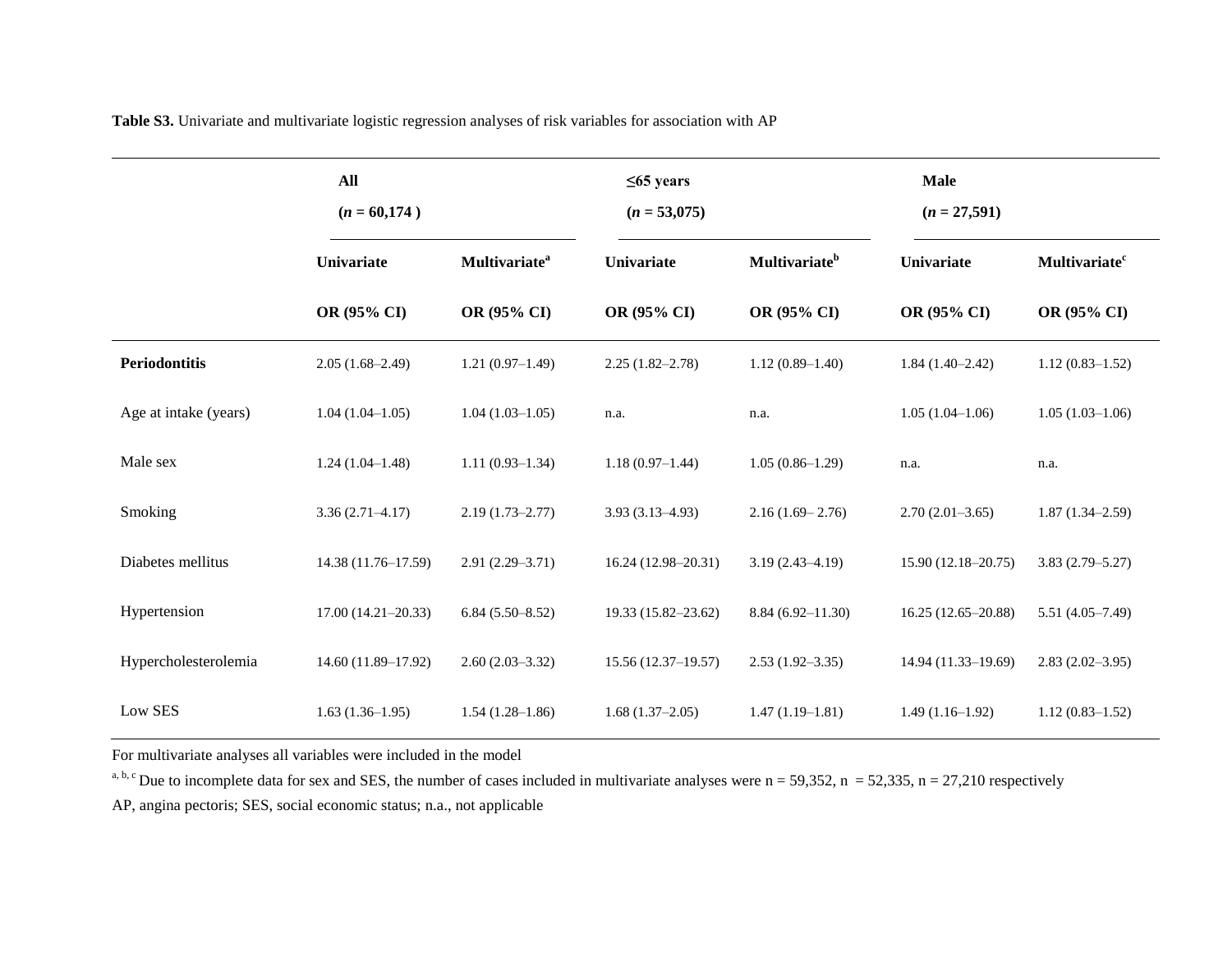**Table S3.** Univariate and multivariate logistic regression analyses of risk variables for association with AP

| | **All** ($n$ = 60,174 ) | | **≤65 years** ($n$ = 53,075) | | **Male** ($n$ = 27,591) | |
|---|---|---|---|---|---|---|
| | **Univariate** | **Multivariate[a]** | **Univariate** | **Multivariate[b]** | **Univariate** | **Multivariate[c]** |
| | **OR (95% CI)** | **OR (95% CI)** | **OR (95% CI)** | **OR (95% CI)** | **OR (95% CI)** | **OR (95% CI)** |
| **Periodontitis** | 2.05 (1.68–2.49) | 1.21 (0.97–1.49) | 2.25 (1.82–2.78) | 1.12 (0.89–1.40) | 1.84 (1.40–2.42) | 1.12 (0.83–1.52) |
| Age at intake (years) | 1.04 (1.04–1.05) | 1.04 (1.03–1.05) | n.a. | n.a. | 1.05 (1.04–1.06) | 1.05 (1.03–1.06) |
| Male sex | 1.24 (1.04–1.48) | 1.11 (0.93–1.34) | 1.18 (0.97–1.44) | 1.05 (0.86–1.29) | n.a. | n.a. |
| Smoking | 3.36 (2.71–4.17) | 2.19 (1.73–2.77) | 3.93 (3.13–4.93) | 2.16 (1.69– 2.76) | 2.70 (2.01–3.65) | 1.87 (1.34–2.59) |
| Diabetes mellitus | 14.38 (11.76–17.59) | 2.91 (2.29–3.71) | 16.24 (12.98–20.31) | 3.19 (2.43–4.19) | 15.90 (12.18–20.75) | 3.83 (2.79–5.27) |
| Hypertension | 17.00 (14.21–20.33) | 6.84 (5.50–8.52) | 19.33 (15.82–23.62) | 8.84 (6.92–11.30) | 16.25 (12.65–20.88) | 5.51 (4.05–7.49) |
| Hypercholesterolemia | 14.60 (11.89–17.92) | 2.60 (2.03–3.32) | 15.56 (12.37–19.57) | 2.53 (1.92–3.35) | 14.94 (11.33–19.69) | 2.83 (2.02–3.95) |
| Low SES | 1.63 (1.36–1.95) | 1.54 (1.28–1.86) | 1.68 (1.37–2.05) | 1.47 (1.19–1.81) | 1.49 (1.16–1.92) | 1.12 (0.83–1.52) |

For multivariate analyses all variables were included in the model

[a, b, c] Due to incomplete data for sex and SES, the number of cases included in multivariate analyses were n = 59,352, n = 52,335, n = 27,210 respectively

AP, angina pectoris; SES, social economic status; n.a., not applicable